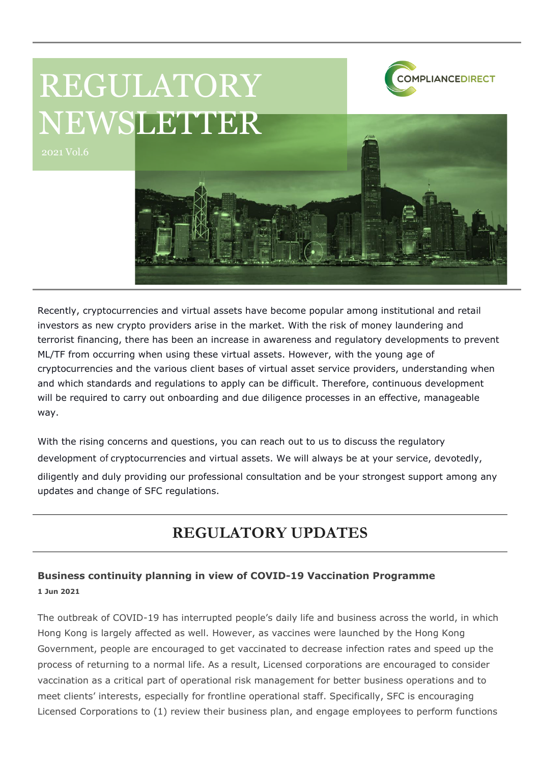# REGULATORY NEWSLETTER

2021 Vol.6

COMPLIANCEDIRECT

Recently, cryptocurrencies and virtual assets have become popular among institutional and retail investors as new crypto providers arise in the market. With the risk of money laundering and terrorist financing, there has been an increase in awareness and regulatory developments to prevent ML/TF from occurring when using these virtual assets. However, with the young age of cryptocurrencies and the various client bases of virtual asset service providers, understanding when and which standards and regulations to apply can be difficult. Therefore, continuous development will be required to carry out onboarding and due diligence processes in an effective, manageable way.

With the rising concerns and questions, you can reach out to us to discuss the regulatory development of cryptocurrencies and virtual assets. We will always be at your service, devotedly, diligently and duly providing our professional consultation and be your strongest support among any updates and change of SFC regulations.

## REGULATORY UPDATES

### Business continuity planning in view of COVID-19 Vaccination Programme

**1 Jun 2021**

The outbreak of COVID-19 has interrupted people's daily life and business across the world, in which Hong Kong is largely affected as well. However, as vaccines were launched by the Hong Kong Government, people are encouraged to get vaccinated to decrease infection rates and speed up the process of returning to a normal life. As a result, Licensed corporations are encouraged to consider vaccination as a critical part of operational risk management for better business operations and to meet clients' interests, especially for frontline operational staff. Specifically, SFC is encouraging Licensed Corporations to (1) review their business plan, and engage employees to perform functions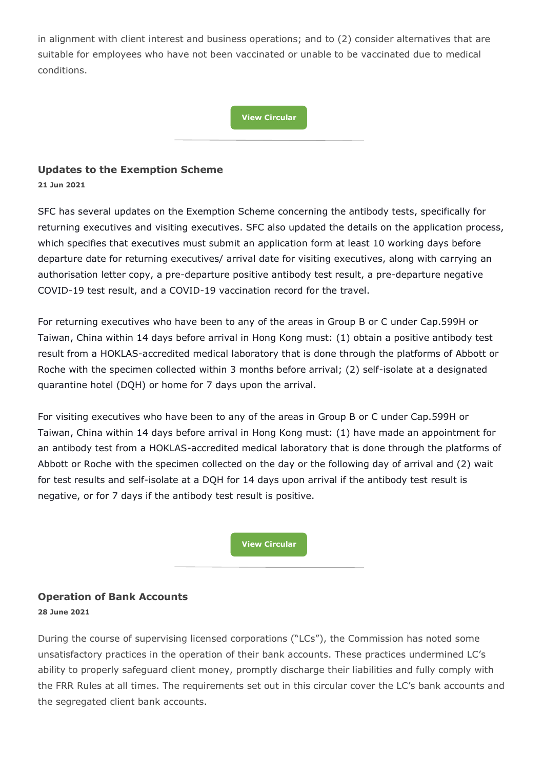in alignment with client interest and business operations; and to (2) consider alternatives that are suitable for employees who have not been vaccinated or unable to be vaccinated due to medical conditions.

View Circular

### Updates to the Exemption Scheme

**21 Jun 2021**

SFC has several updates on the Exemption Scheme concerning the antibody tests, specifically for returning executives and visiting executives. SFC also updated the details on the application process, which specifies that executives must submit an application form at least 10 working days before departure date for returning executives/ arrival date for visiting executives, along with carrying an authorisation letter copy, a pre-departure positive antibody test result, a pre-departure negative COVID-19 test result, and a COVID-19 vaccination record for the travel.

For returning executives who have been to any of the areas in Group B or C under Cap.599H or Taiwan, China within 14 days before arrival in Hong Kong must: (1) obtain a positive antibody test result from a HOKLAS-accredited medical laboratory that is done through the platforms of Abbott or Roche with the specimen collected within 3 months before arrival; (2) self-isolate at a designated quarantine hotel (DQH) or home for 7 days upon the arrival.

For visiting executives who have been to any of the areas in Group B or C under Cap.599H or Taiwan, China within 14 days before arrival in Hong Kong must: (1) have made an appointment for an antibody test from a HOKLAS-accredited medical laboratory that is done through the platforms of Abbott or Roche with the specimen collected on the day or the following day of arrival and (2) wait for test results and self-isolate at a DQH for 14 days upon arrival if the antibody test result is negative, or for 7 days if the antibody test result is positive.

View Circular

### Operation of Bank Accounts

**28 June 2021**

During the course of supervising licensed corporations ("LCs"), the Commission has noted some unsatisfactory practices in the operation of their bank accounts. These practices undermined LC's ability to properly safeguard client money, promptly discharge their liabilities and fully comply with the FRR Rules at all times. The requirements set out in this circular cover the LC's bank accounts and the segregated client bank accounts.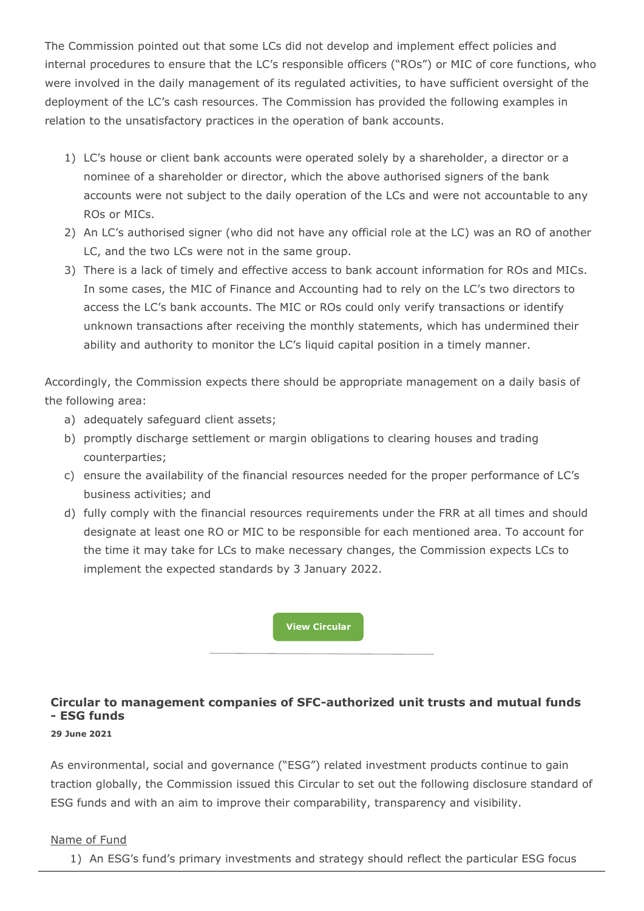The Commission pointed out that some LCs did not develop and implement effect policies and internal procedures to ensure that the LC's responsible officers ("ROs") or MIC of core functions, who were involved in the daily management of its regulated activities, to have sufficient oversight of the deployment of the LC's cash resources. The Commission has provided the following examples in relation to the unsatisfactory practices in the operation of bank accounts.

1) LC's house or client bank accounts were operated solely by a shareholder, a director or a nominee of a shareholder or director, which the above authorised signers of the bank accounts were not subject to the daily operation of the LCs and were not accountable to any ROs or MICs.
2) An LC's authorised signer (who did not have any official role at the LC) was an RO of another LC, and the two LCs were not in the same group.
3) There is a lack of timely and effective access to bank account information for ROs and MICs. In some cases, the MIC of Finance and Accounting had to rely on the LC's two directors to access the LC's bank accounts. The MIC or ROs could only verify transactions or identify unknown transactions after receiving the monthly statements, which has undermined their ability and authority to monitor the LC's liquid capital position in a timely manner.

Accordingly, the Commission expects there should be appropriate management on a daily basis of the following area:

a) adequately safeguard client assets;
b) promptly discharge settlement or margin obligations to clearing houses and trading counterparties;
c) ensure the availability of the financial resources needed for the proper performance of LC's business activities; and
d) fully comply with the financial resources requirements under the FRR at all times and should designate at least one RO or MIC to be responsible for each mentioned area. To account for the time it may take for LCs to make necessary changes, the Commission expects LCs to implement the expected standards by 3 January 2022.

**View Circular**

---

### Circular to management companies of SFC-authorized unit trusts and mutual funds - ESG funds

**29 June 2021**

As environmental, social and governance ("ESG") related investment products continue to gain traction globally, the Commission issued this Circular to set out the following disclosure standard of ESG funds and with an aim to improve their comparability, transparency and visibility.

Name of Fund

1) An ESG's fund's primary investments and strategy should reflect the particular ESG focus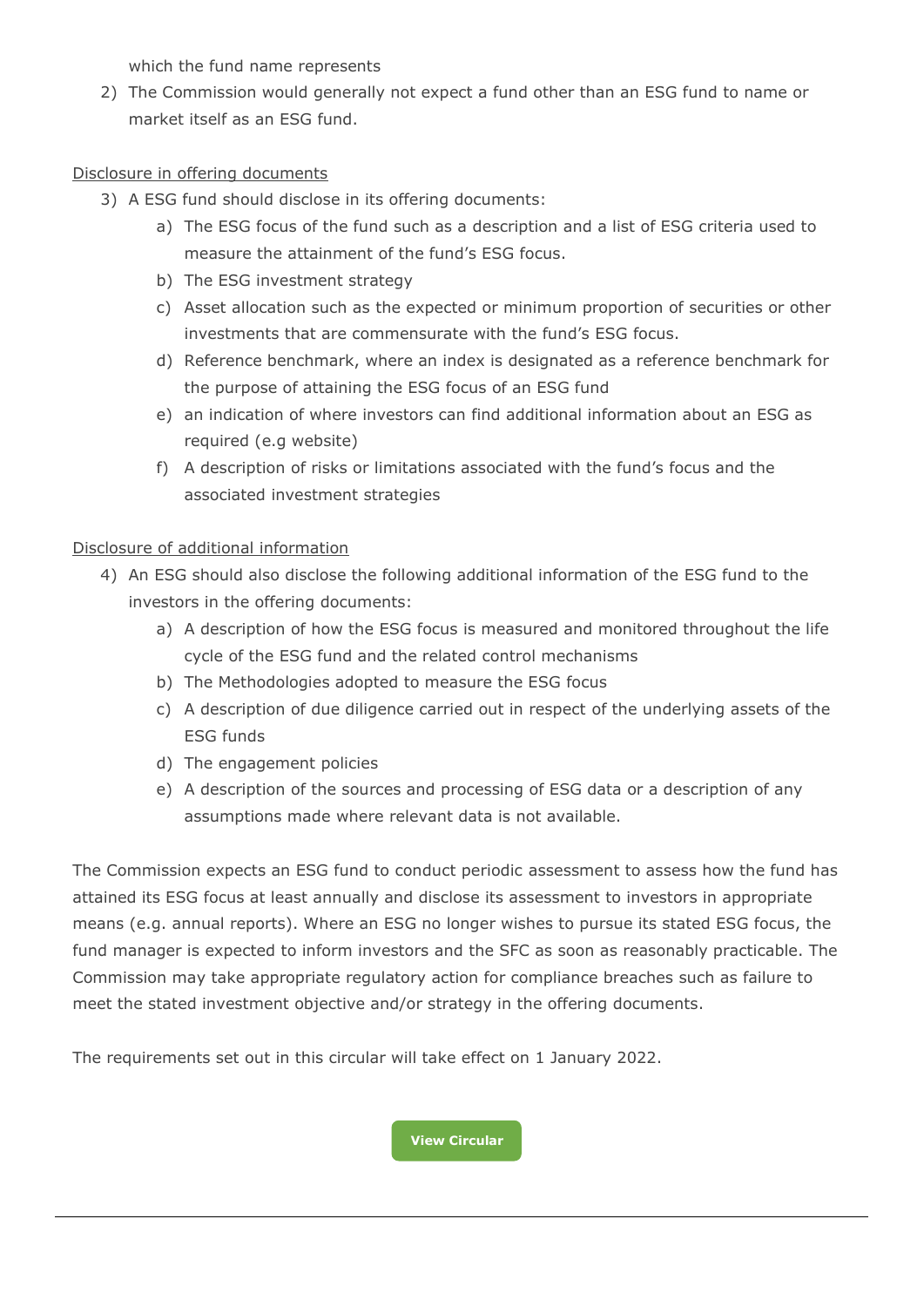which the fund name represents

2) The Commission would generally not expect a fund other than an ESG fund to name or market itself as an ESG fund.

Disclosure in offering documents

3) A ESG fund should disclose in its offering documents:
    a) The ESG focus of the fund such as a description and a list of ESG criteria used to measure the attainment of the fund's ESG focus.
    b) The ESG investment strategy
    c) Asset allocation such as the expected or minimum proportion of securities or other investments that are commensurate with the fund's ESG focus.
    d) Reference benchmark, where an index is designated as a reference benchmark for the purpose of attaining the ESG focus of an ESG fund
    e) an indication of where investors can find additional information about an ESG as required (e.g website)
    f) A description of risks or limitations associated with the fund's focus and the associated investment strategies

Disclosure of additional information

4) An ESG should also disclose the following additional information of the ESG fund to the investors in the offering documents:
    a) A description of how the ESG focus is measured and monitored throughout the life cycle of the ESG fund and the related control mechanisms
    b) The Methodologies adopted to measure the ESG focus
    c) A description of due diligence carried out in respect of the underlying assets of the ESG funds
    d) The engagement policies
    e) A description of the sources and processing of ESG data or a description of any assumptions made where relevant data is not available.

The Commission expects an ESG fund to conduct periodic assessment to assess how the fund has attained its ESG focus at least annually and disclose its assessment to investors in appropriate means (e.g. annual reports). Where an ESG no longer wishes to pursue its stated ESG focus, the fund manager is expected to inform investors and the SFC as soon as reasonably practicable. The Commission may take appropriate regulatory action for compliance breaches such as failure to meet the stated investment objective and/or strategy in the offering documents.

The requirements set out in this circular will take effect on 1 January 2022.

**View Circular**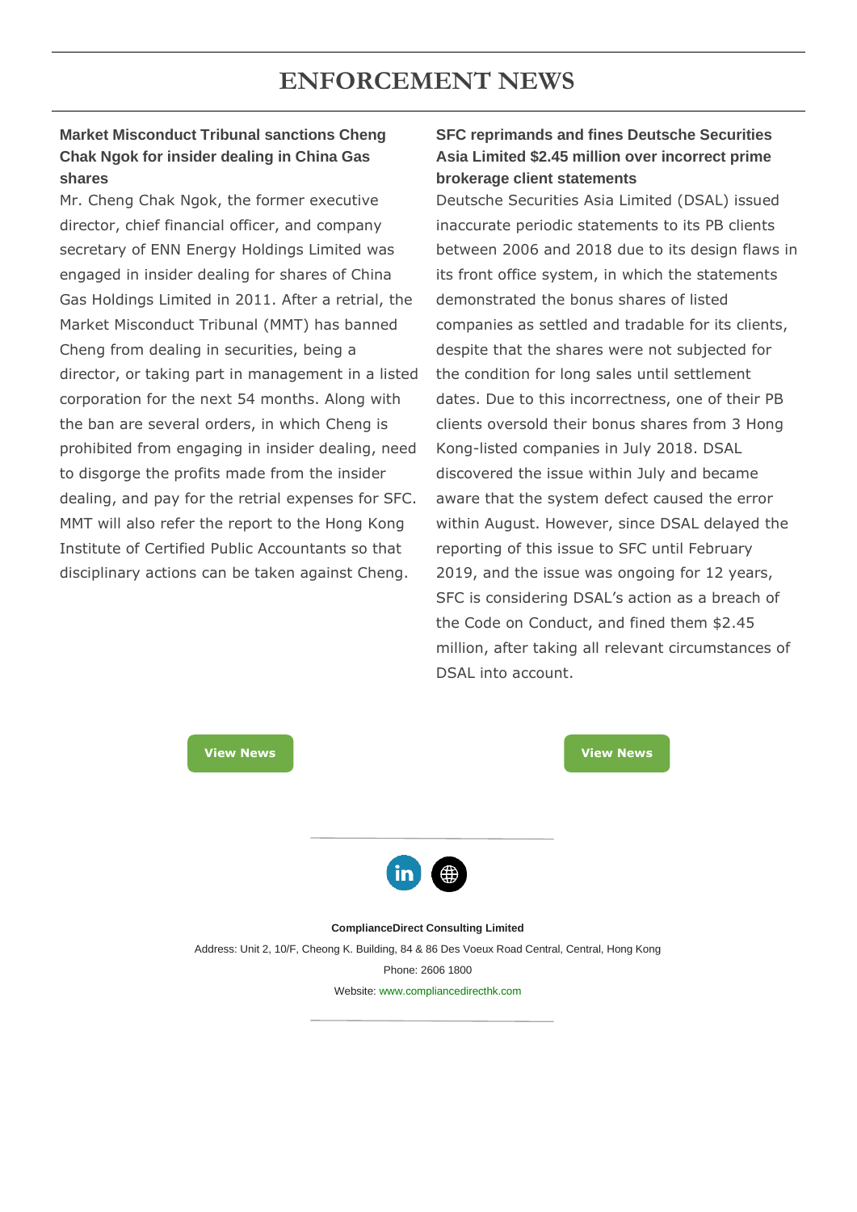# ENFORCEMENT NEWS

### Market Misconduct Tribunal sanctions Cheng Chak Ngok for insider dealing in China Gas shares

Mr. Cheng Chak Ngok, the former executive director, chief financial officer, and company secretary of ENN Energy Holdings Limited was engaged in insider dealing for shares of China Gas Holdings Limited in 2011. After a retrial, the Market Misconduct Tribunal (MMT) has banned Cheng from dealing in securities, being a director, or taking part in management in a listed corporation for the next 54 months. Along with the ban are several orders, in which Cheng is prohibited from engaging in insider dealing, need to disgorge the profits made from the insider dealing, and pay for the retrial expenses for SFC. MMT will also refer the report to the Hong Kong Institute of Certified Public Accountants so that disciplinary actions can be taken against Cheng.

View News

### SFC reprimands and fines Deutsche Securities Asia Limited $2.45 million over incorrect prime brokerage client statements

Deutsche Securities Asia Limited (DSAL) issued inaccurate periodic statements to its PB clients between 2006 and 2018 due to its design flaws in its front office system, in which the statements demonstrated the bonus shares of listed companies as settled and tradable for its clients, despite that the shares were not subjected for the condition for long sales until settlement dates. Due to this incorrectness, one of their PB clients oversold their bonus shares from 3 Hong Kong-listed companies in July 2018. DSAL discovered the issue within July and became aware that the system defect caused the error within August. However, since DSAL delayed the reporting of this issue to SFC until February 2019, and the issue was ongoing for 12 years, SFC is considering DSAL's action as a breach of the Code on Conduct, and fined them $2.45 million, after taking all relevant circumstances of DSAL into account.

View News

---

**ComplianceDirect Consulting Limited**

Address: Unit 2, 10/F, Cheong K. Building, 84 & 86 Des Voeux Road Central, Central, Hong Kong

Phone: 2606 1800

Website: www.compliancedirecthk.com